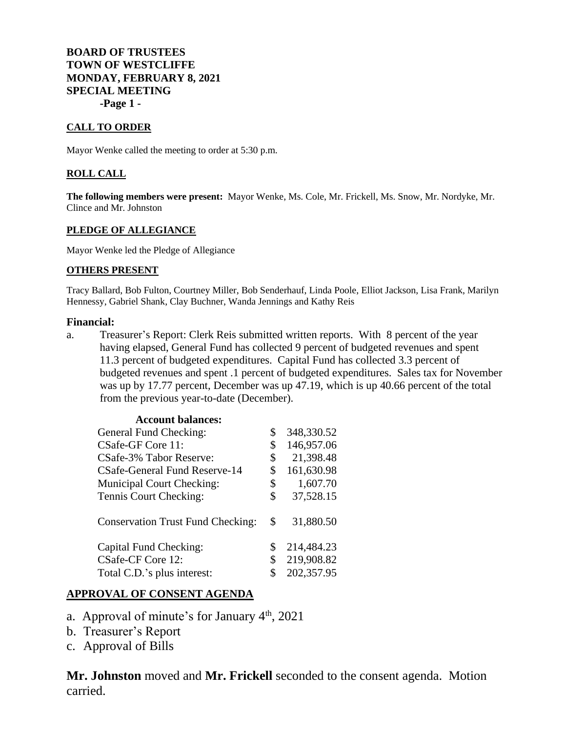**BOARD OF TRUSTEES**
**TOWN OF WESTCLIFFE**
**MONDAY, FEBRUARY 8, 2021**
**SPECIAL MEETING**
**-Page 1 -**

## CALL TO ORDER

Mayor Wenke called the meeting to order at 5:30 p.m.

## ROLL CALL

**The following members were present:** Mayor Wenke, Ms. Cole, Mr. Frickell, Ms. Snow, Mr. Nordyke, Mr. Clince and Mr. Johnston

## PLEDGE OF ALLEGIANCE

Mayor Wenke led the Pledge of Allegiance

## OTHERS PRESENT

Tracy Ballard, Bob Fulton, Courtney Miller, Bob Senderhauf, Linda Poole, Elliot Jackson, Lisa Frank, Marilyn Hennessy, Gabriel Shank, Clay Buchner, Wanda Jennings and Kathy Reis

**Financial:**

a. Treasurer's Report: Clerk Reis submitted written reports. With 8 percent of the year having elapsed, General Fund has collected 9 percent of budgeted revenues and spent 11.3 percent of budgeted expenditures. Capital Fund has collected 3.3 percent of budgeted revenues and spent .1 percent of budgeted expenditures. Sales tax for November was up by 17.77 percent, December was up 47.19, which is up 40.66 percent of the total from the previous year-to-date (December).

**Account balances:**

| Account | Balance |
|---|---|
| General Fund Checking: | $ 348,330.52 |
| CSafe-GF Core 11: | $ 146,957.06 |
| CSafe-3% Tabor Reserve: | $ 21,398.48 |
| CSafe-General Fund Reserve-14 | $ 161,630.98 |
| Municipal Court Checking: | $ 1,607.70 |
| Tennis Court Checking: | $ 37,528.15 |
| Conservation Trust Fund Checking: | $ 31,880.50 |
| Capital Fund Checking: | $ 214,484.23 |
| CSafe-CF Core 12: | $ 219,908.82 |
| Total C.D.'s plus interest: | $ 202,357.95 |

## APPROVAL OF CONSENT AGENDA

a. Approval of minute's for January 4th, 2021
b. Treasurer's Report
c. Approval of Bills

**Mr. Johnston** moved and **Mr. Frickell** seconded to the consent agenda. Motion carried.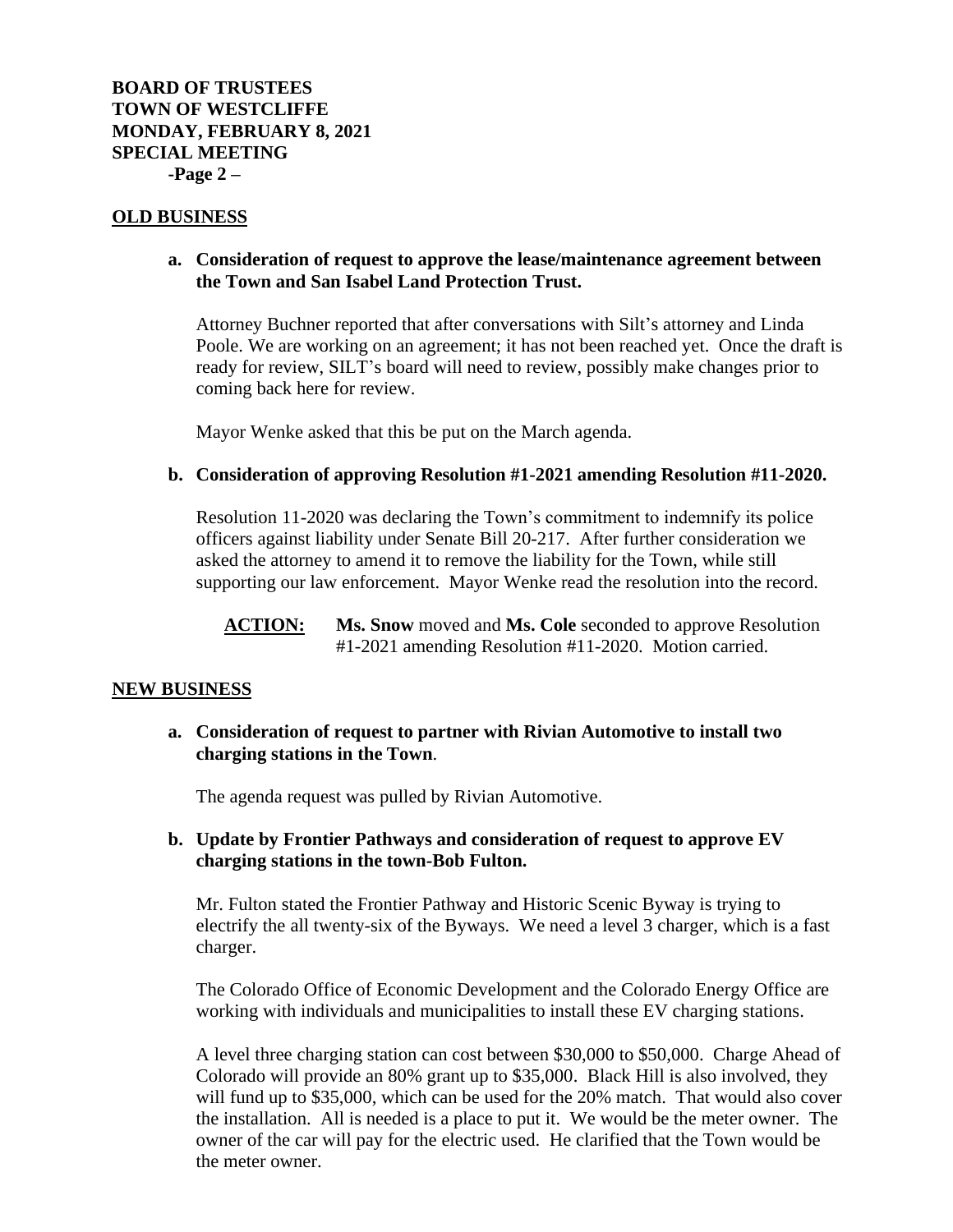## OLD BUSINESS

**a. Consideration of request to approve the lease/maintenance agreement between the Town and San Isabel Land Protection Trust.**

Attorney Buchner reported that after conversations with Silt's attorney and Linda Poole. We are working on an agreement; it has not been reached yet. Once the draft is ready for review, SILT's board will need to review, possibly make changes prior to coming back here for review.

Mayor Wenke asked that this be put on the March agenda.

**b. Consideration of approving Resolution #1-2021 amending Resolution #11-2020.**

Resolution 11-2020 was declaring the Town's commitment to indemnify its police officers against liability under Senate Bill 20-217. After further consideration we asked the attorney to amend it to remove the liability for the Town, while still supporting our law enforcement. Mayor Wenke read the resolution into the record.

**ACTION:** **Ms. Snow** moved and **Ms. Cole** seconded to approve Resolution #1-2021 amending Resolution #11-2020. Motion carried.

## NEW BUSINESS

**a. Consideration of request to partner with Rivian Automotive to install two charging stations in the Town.**

The agenda request was pulled by Rivian Automotive.

**b. Update by Frontier Pathways and consideration of request to approve EV charging stations in the town-Bob Fulton.**

Mr. Fulton stated the Frontier Pathway and Historic Scenic Byway is trying to electrify the all twenty-six of the Byways. We need a level 3 charger, which is a fast charger.

The Colorado Office of Economic Development and the Colorado Energy Office are working with individuals and municipalities to install these EV charging stations.

A level three charging station can cost between $30,000 to $50,000. Charge Ahead of Colorado will provide an 80% grant up to $35,000. Black Hill is also involved, they will fund up to $35,000, which can be used for the 20% match. That would also cover the installation. All is needed is a place to put it. We would be the meter owner. The owner of the car will pay for the electric used. He clarified that the Town would be the meter owner.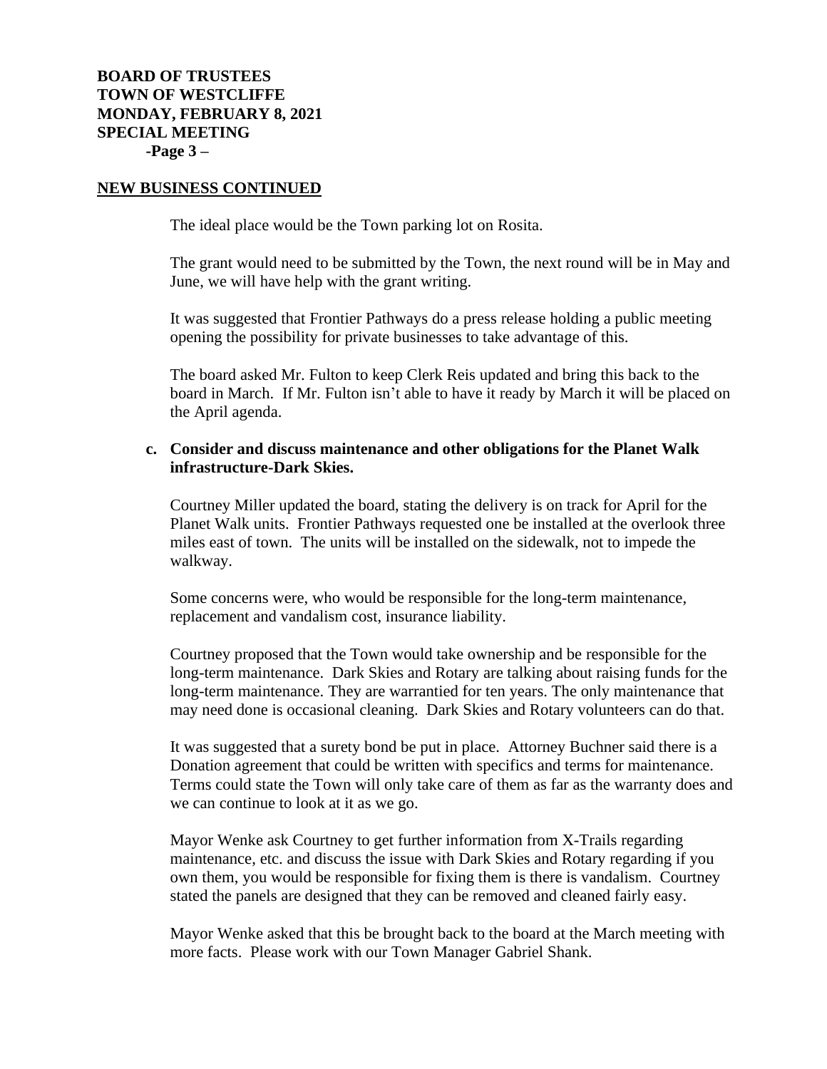## NEW BUSINESS CONTINUED

The ideal place would be the Town parking lot on Rosita.

The grant would need to be submitted by the Town, the next round will be in May and June, we will have help with the grant writing.

It was suggested that Frontier Pathways do a press release holding a public meeting opening the possibility for private businesses to take advantage of this.

The board asked Mr. Fulton to keep Clerk Reis updated and bring this back to the board in March. If Mr. Fulton isn't able to have it ready by March it will be placed on the April agenda.

**c. Consider and discuss maintenance and other obligations for the Planet Walk infrastructure-Dark Skies.**

Courtney Miller updated the board, stating the delivery is on track for April for the Planet Walk units. Frontier Pathways requested one be installed at the overlook three miles east of town. The units will be installed on the sidewalk, not to impede the walkway.

Some concerns were, who would be responsible for the long-term maintenance, replacement and vandalism cost, insurance liability.

Courtney proposed that the Town would take ownership and be responsible for the long-term maintenance. Dark Skies and Rotary are talking about raising funds for the long-term maintenance. They are warrantied for ten years. The only maintenance that may need done is occasional cleaning. Dark Skies and Rotary volunteers can do that.

It was suggested that a surety bond be put in place. Attorney Buchner said there is a Donation agreement that could be written with specifics and terms for maintenance. Terms could state the Town will only take care of them as far as the warranty does and we can continue to look at it as we go.

Mayor Wenke ask Courtney to get further information from X-Trails regarding maintenance, etc. and discuss the issue with Dark Skies and Rotary regarding if you own them, you would be responsible for fixing them is there is vandalism. Courtney stated the panels are designed that they can be removed and cleaned fairly easy.

Mayor Wenke asked that this be brought back to the board at the March meeting with more facts. Please work with our Town Manager Gabriel Shank.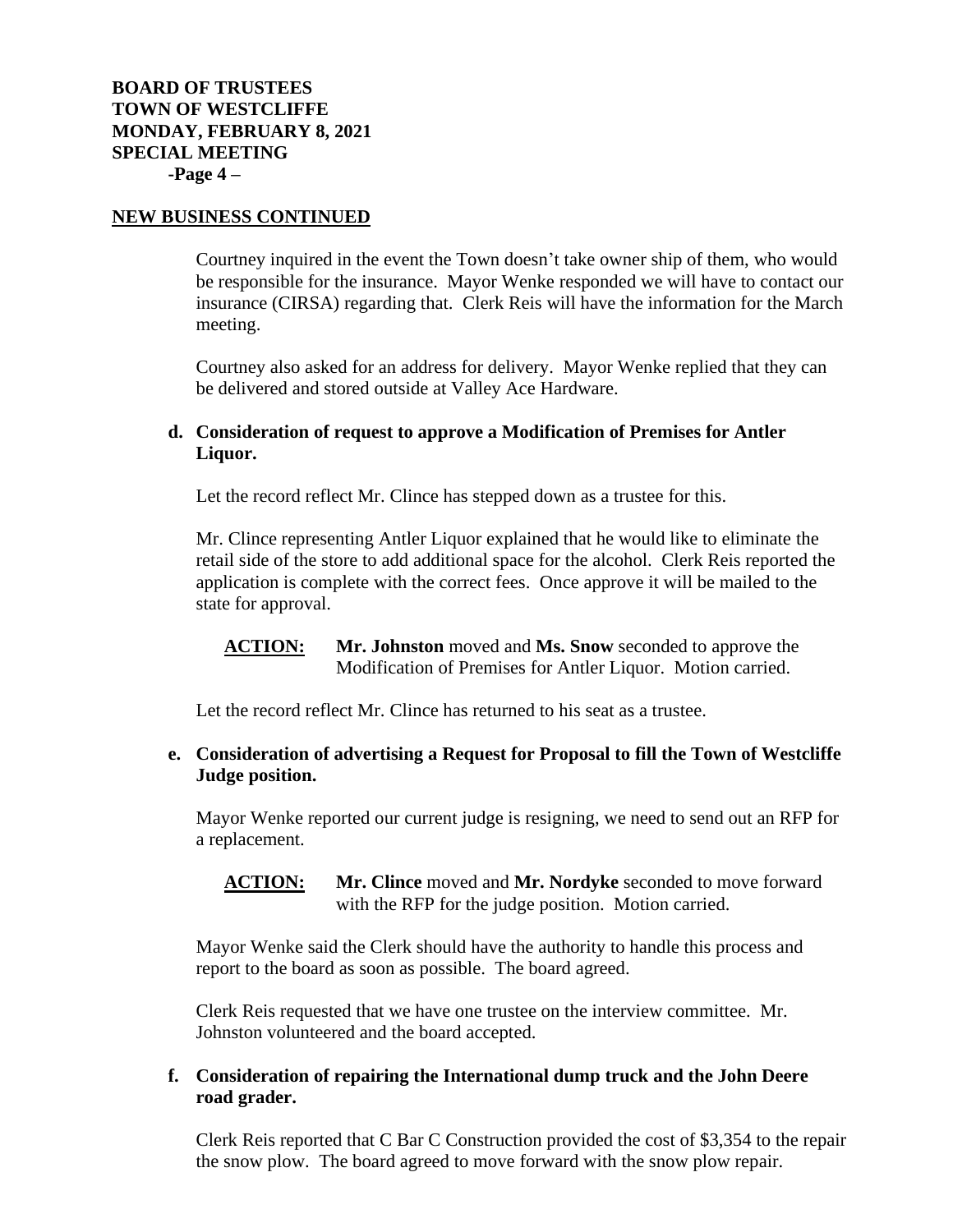## NEW BUSINESS CONTINUED

Courtney inquired in the event the Town doesn't take owner ship of them, who would be responsible for the insurance. Mayor Wenke responded we will have to contact our insurance (CIRSA) regarding that. Clerk Reis will have the information for the March meeting.

Courtney also asked for an address for delivery. Mayor Wenke replied that they can be delivered and stored outside at Valley Ace Hardware.

**d. Consideration of request to approve a Modification of Premises for Antler Liquor.**

Let the record reflect Mr. Clince has stepped down as a trustee for this.

Mr. Clince representing Antler Liquor explained that he would like to eliminate the retail side of the store to add additional space for the alcohol. Clerk Reis reported the application is complete with the correct fees. Once approve it will be mailed to the state for approval.

**ACTION:** **Mr. Johnston** moved and **Ms. Snow** seconded to approve the Modification of Premises for Antler Liquor. Motion carried.

Let the record reflect Mr. Clince has returned to his seat as a trustee.

**e. Consideration of advertising a Request for Proposal to fill the Town of Westcliffe Judge position.**

Mayor Wenke reported our current judge is resigning, we need to send out an RFP for a replacement.

**ACTION:** **Mr. Clince** moved and **Mr. Nordyke** seconded to move forward with the RFP for the judge position. Motion carried.

Mayor Wenke said the Clerk should have the authority to handle this process and report to the board as soon as possible. The board agreed.

Clerk Reis requested that we have one trustee on the interview committee. Mr. Johnston volunteered and the board accepted.

**f. Consideration of repairing the International dump truck and the John Deere road grader.**

Clerk Reis reported that C Bar C Construction provided the cost of $3,354 to the repair the snow plow. The board agreed to move forward with the snow plow repair.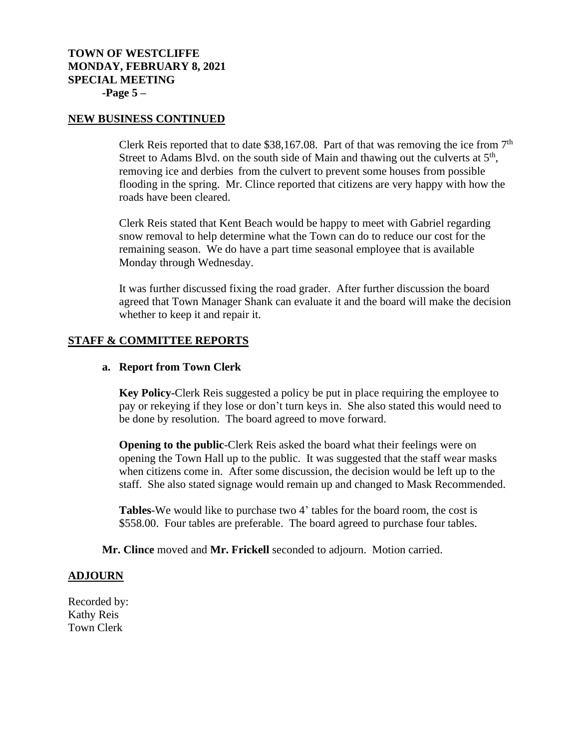## NEW BUSINESS CONTINUED

Clerk Reis reported that to date $38,167.08. Part of that was removing the ice from 7th Street to Adams Blvd. on the south side of Main and thawing out the culverts at 5th, removing ice and derbies from the culvert to prevent some houses from possible flooding in the spring. Mr. Clince reported that citizens are very happy with how the roads have been cleared.

Clerk Reis stated that Kent Beach would be happy to meet with Gabriel regarding snow removal to help determine what the Town can do to reduce our cost for the remaining season. We do have a part time seasonal employee that is available Monday through Wednesday.

It was further discussed fixing the road grader. After further discussion the board agreed that Town Manager Shank can evaluate it and the board will make the decision whether to keep it and repair it.

## STAFF & COMMITTEE REPORTS

**a. Report from Town Clerk**

**Key Policy**-Clerk Reis suggested a policy be put in place requiring the employee to pay or rekeying if they lose or don't turn keys in. She also stated this would need to be done by resolution. The board agreed to move forward.

**Opening to the public**-Clerk Reis asked the board what their feelings were on opening the Town Hall up to the public. It was suggested that the staff wear masks when citizens come in. After some discussion, the decision would be left up to the staff. She also stated signage would remain up and changed to Mask Recommended.

**Tables**-We would like to purchase two 4' tables for the board room, the cost is $558.00. Four tables are preferable. The board agreed to purchase four tables.

**Mr. Clince** moved and **Mr. Frickell** seconded to adjourn. Motion carried.

## ADJOURN

Recorded by:
Kathy Reis
Town Clerk